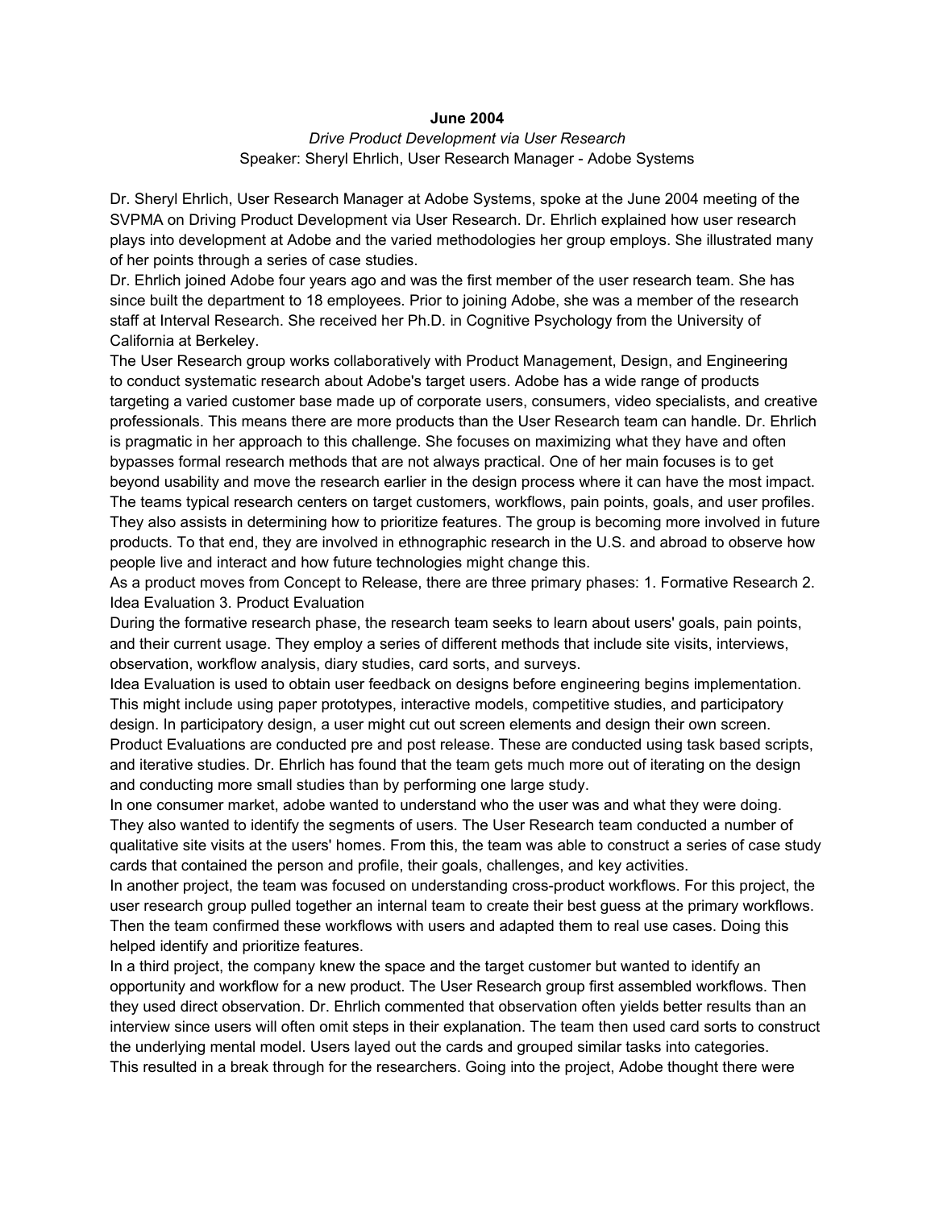**June 2004**

*Drive Product Development via User Research*

Speaker: Sheryl Ehrlich, User Research Manager - Adobe Systems

Dr. Sheryl Ehrlich, User Research Manager at Adobe Systems, spoke at the June 2004 meeting of the SVPMA on Driving Product Development via User Research. Dr. Ehrlich explained how user research plays into development at Adobe and the varied methodologies her group employs. She illustrated many of her points through a series of case studies.

Dr. Ehrlich joined Adobe four years ago and was the first member of the user research team. She has since built the department to 18 employees. Prior to joining Adobe, she was a member of the research staff at Interval Research. She received her Ph.D. in Cognitive Psychology from the University of California at Berkeley.

The User Research group works collaboratively with Product Management, Design, and Engineering to conduct systematic research about Adobe's target users. Adobe has a wide range of products targeting a varied customer base made up of corporate users, consumers, video specialists, and creative professionals. This means there are more products than the User Research team can handle. Dr. Ehrlich is pragmatic in her approach to this challenge. She focuses on maximizing what they have and often bypasses formal research methods that are not always practical. One of her main focuses is to get beyond usability and move the research earlier in the design process where it can have the most impact. The teams typical research centers on target customers, workflows, pain points, goals, and user profiles. They also assists in determining how to prioritize features. The group is becoming more involved in future products. To that end, they are involved in ethnographic research in the U.S. and abroad to observe how people live and interact and how future technologies might change this.

As a product moves from Concept to Release, there are three primary phases: 1. Formative Research 2. Idea Evaluation 3. Product Evaluation

During the formative research phase, the research team seeks to learn about users' goals, pain points, and their current usage. They employ a series of different methods that include site visits, interviews, observation, workflow analysis, diary studies, card sorts, and surveys.

Idea Evaluation is used to obtain user feedback on designs before engineering begins implementation. This might include using paper prototypes, interactive models, competitive studies, and participatory design. In participatory design, a user might cut out screen elements and design their own screen.

Product Evaluations are conducted pre and post release. These are conducted using task based scripts, and iterative studies. Dr. Ehrlich has found that the team gets much more out of iterating on the design and conducting more small studies than by performing one large study.

In one consumer market, adobe wanted to understand who the user was and what they were doing. They also wanted to identify the segments of users. The User Research team conducted a number of qualitative site visits at the users' homes. From this, the team was able to construct a series of case study cards that contained the person and profile, their goals, challenges, and key activities.

In another project, the team was focused on understanding cross-product workflows. For this project, the user research group pulled together an internal team to create their best guess at the primary workflows. Then the team confirmed these workflows with users and adapted them to real use cases. Doing this helped identify and prioritize features.

In a third project, the company knew the space and the target customer but wanted to identify an opportunity and workflow for a new product. The User Research group first assembled workflows. Then they used direct observation. Dr. Ehrlich commented that observation often yields better results than an interview since users will often omit steps in their explanation. The team then used card sorts to construct the underlying mental model. Users layed out the cards and grouped similar tasks into categories.

This resulted in a break through for the researchers. Going into the project, Adobe thought there were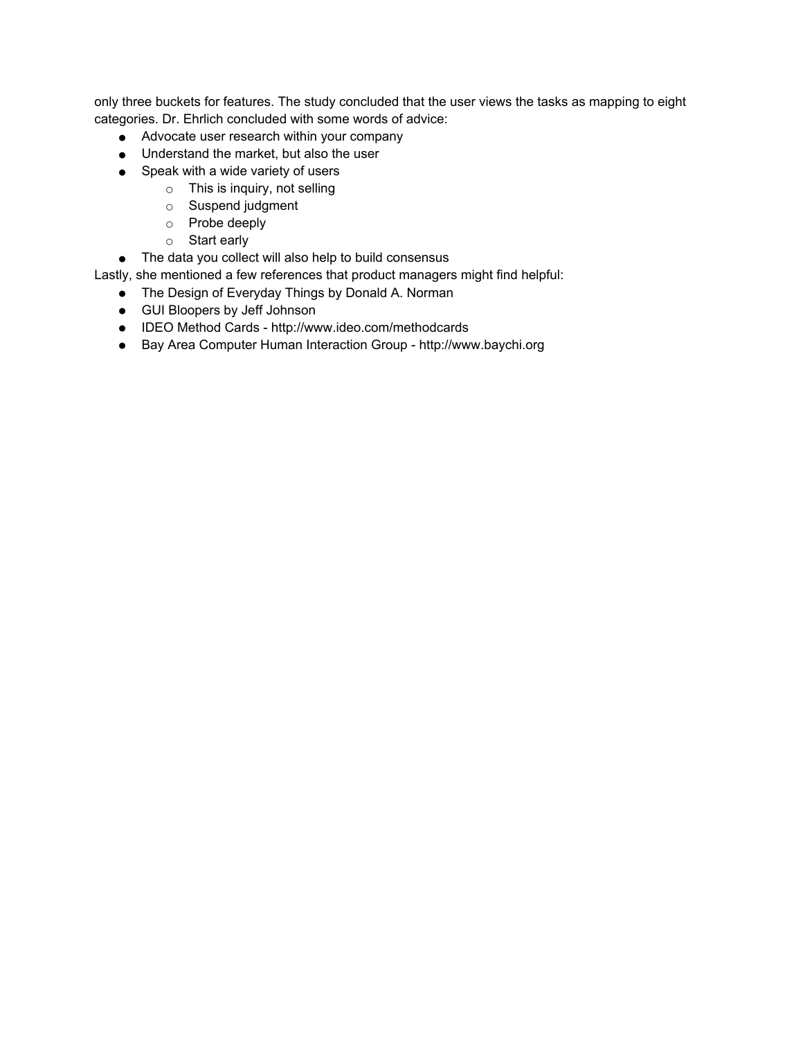only three buckets for features. The study concluded that the user views the tasks as mapping to eight categories. Dr. Ehrlich concluded with some words of advice:

- Advocate user research within your company
- Understand the market, but also the user
- Speak with a wide variety of users
  - This is inquiry, not selling
  - Suspend judgment
  - Probe deeply
  - Start early
- The data you collect will also help to build consensus

Lastly, she mentioned a few references that product managers might find helpful:

- The Design of Everyday Things by Donald A. Norman
- GUI Bloopers by Jeff Johnson
- IDEO Method Cards - http://www.ideo.com/methodcards
- Bay Area Computer Human Interaction Group - http://www.baychi.org